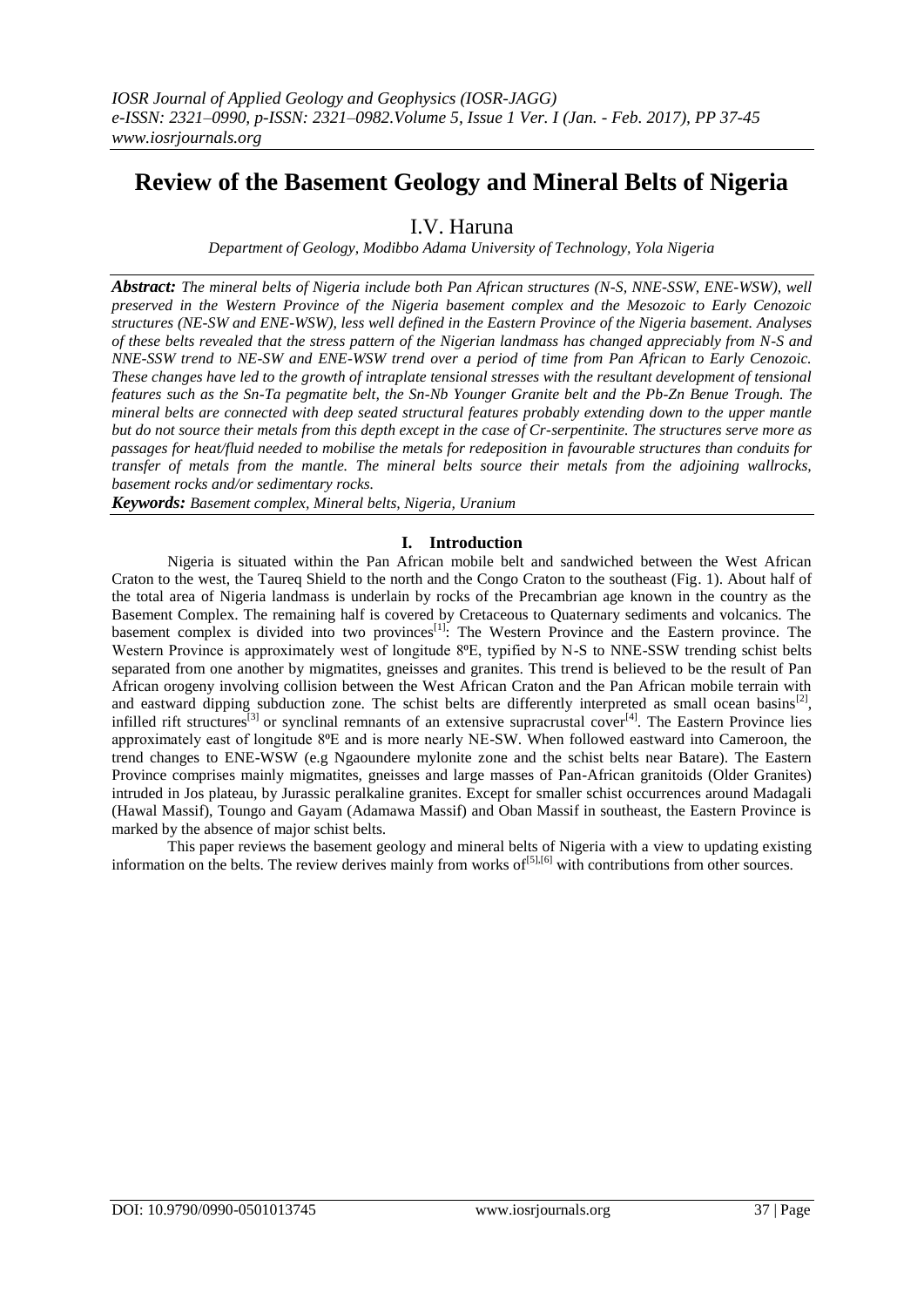# Review of the Basement Geology and Mineral Belts of Nigeria

## I.V. Haruna

*Department of Geology, Modibbo Adama University of Technology, Yola Nigeria*

***Abstract:** The mineral belts of Nigeria include both Pan African structures (N-S, NNE-SSW, ENE-WSW), well preserved in the Western Province of the Nigeria basement complex and the Mesozoic to Early Cenozoic structures (NE-SW and ENE-WSW), less well defined in the Eastern Province of the Nigeria basement. Analyses of these belts revealed that the stress pattern of the Nigerian landmass has changed appreciably from N-S and NNE-SSW trend to NE-SW and ENE-WSW trend over a period of time from Pan African to Early Cenozoic. These changes have led to the growth of intraplate tensional stresses with the resultant development of tensional features such as the Sn-Ta pegmatite belt, the Sn-Nb Younger Granite belt and the Pb-Zn Benue Trough. The mineral belts are connected with deep seated structural features probably extending down to the upper mantle but do not source their metals from this depth except in the case of Cr-serpentinite. The structures serve more as passages for heat/fluid needed to mobilise the metals for redeposition in favourable structures than conduits for transfer of metals from the mantle. The mineral belts source their metals from the adjoining wallrocks, basement rocks and/or sedimentary rocks.*

***Keywords:** Basement complex, Mineral belts, Nigeria, Uranium*

## I. Introduction

Nigeria is situated within the Pan African mobile belt and sandwiched between the West African Craton to the west, the Taureq Shield to the north and the Congo Craton to the southeast (Fig. 1). About half of the total area of Nigeria landmass is underlain by rocks of the Precambrian age known in the country as the Basement Complex. The remaining half is covered by Cretaceous to Quaternary sediments and volcanics. The basement complex is divided into two provinces[1]: The Western Province and the Eastern province. The Western Province is approximately west of longitude 8ºE, typified by N-S to NNE-SSW trending schist belts separated from one another by migmatites, gneisses and granites. This trend is believed to be the result of Pan African orogeny involving collision between the West African Craton and the Pan African mobile terrain with and eastward dipping subduction zone. The schist belts are differently interpreted as small ocean basins[2], infilled rift structures[3] or synclinal remnants of an extensive supracrustal cover[4]. The Eastern Province lies approximately east of longitude 8ºE and is more nearly NE-SW. When followed eastward into Cameroon, the trend changes to ENE-WSW (e.g Ngaoundere mylonite zone and the schist belts near Batare). The Eastern Province comprises mainly migmatites, gneisses and large masses of Pan-African granitoids (Older Granites) intruded in Jos plateau, by Jurassic peralkaline granites. Except for smaller schist occurrences around Madagali (Hawal Massif), Toungo and Gayam (Adamawa Massif) and Oban Massif in southeast, the Eastern Province is marked by the absence of major schist belts.

This paper reviews the basement geology and mineral belts of Nigeria with a view to updating existing information on the belts. The review derives mainly from works of[5],[6] with contributions from other sources.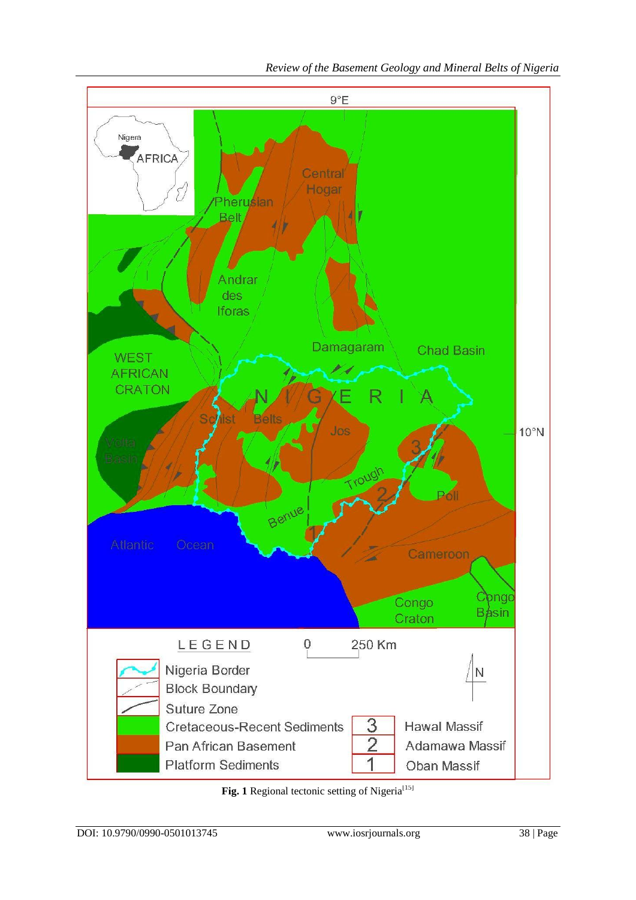Fig. 1 Regional tectonic setting of Nigeria[15]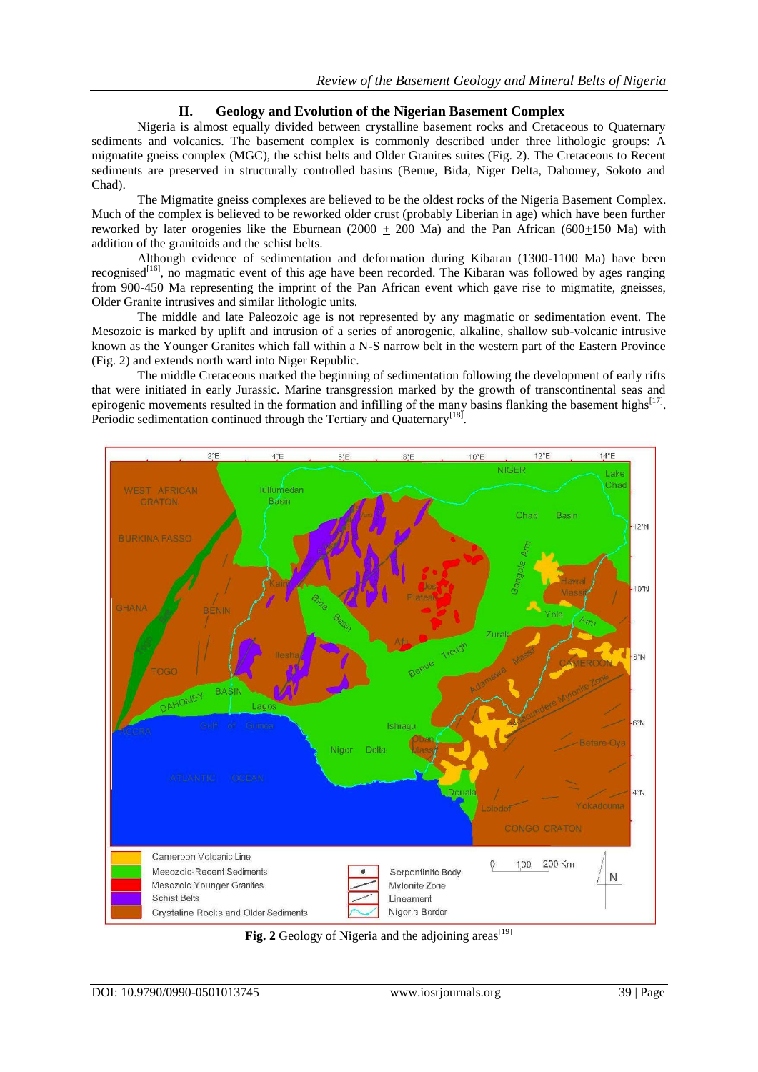## II. Geology and Evolution of the Nigerian Basement Complex

Nigeria is almost equally divided between crystalline basement rocks and Cretaceous to Quaternary sediments and volcanics. The basement complex is commonly described under three lithologic groups: A migmatite gneiss complex (MGC), the schist belts and Older Granites suites (Fig. 2). The Cretaceous to Recent sediments are preserved in structurally controlled basins (Benue, Bida, Niger Delta, Dahomey, Sokoto and Chad).

The Migmatite gneiss complexes are believed to be the oldest rocks of the Nigeria Basement Complex. Much of the complex is believed to be reworked older crust (probably Liberian in age) which have been further reworked by later orogenies like the Eburnean (2000 ± 200 Ma) and the Pan African (600±150 Ma) with addition of the granitoids and the schist belts.

Although evidence of sedimentation and deformation during Kibaran (1300-1100 Ma) have been recognised[16], no magmatic event of this age have been recorded. The Kibaran was followed by ages ranging from 900-450 Ma representing the imprint of the Pan African event which gave rise to migmatite, gneisses, Older Granite intrusives and similar lithologic units.

The middle and late Paleozoic age is not represented by any magmatic or sedimentation event. The Mesozoic is marked by uplift and intrusion of a series of anorogenic, alkaline, shallow sub-volcanic intrusive known as the Younger Granites which fall within a N-S narrow belt in the western part of the Eastern Province (Fig. 2) and extends north ward into Niger Republic.

The middle Cretaceous marked the beginning of sedimentation following the development of early rifts that were initiated in early Jurassic. Marine transgression marked by the growth of transcontinental seas and epirogenic movements resulted in the formation and infilling of the many basins flanking the basement highs[17]. Periodic sedimentation continued through the Tertiary and Quaternary[18].

**Fig. 2** Geology of Nigeria and the adjoining areas[19]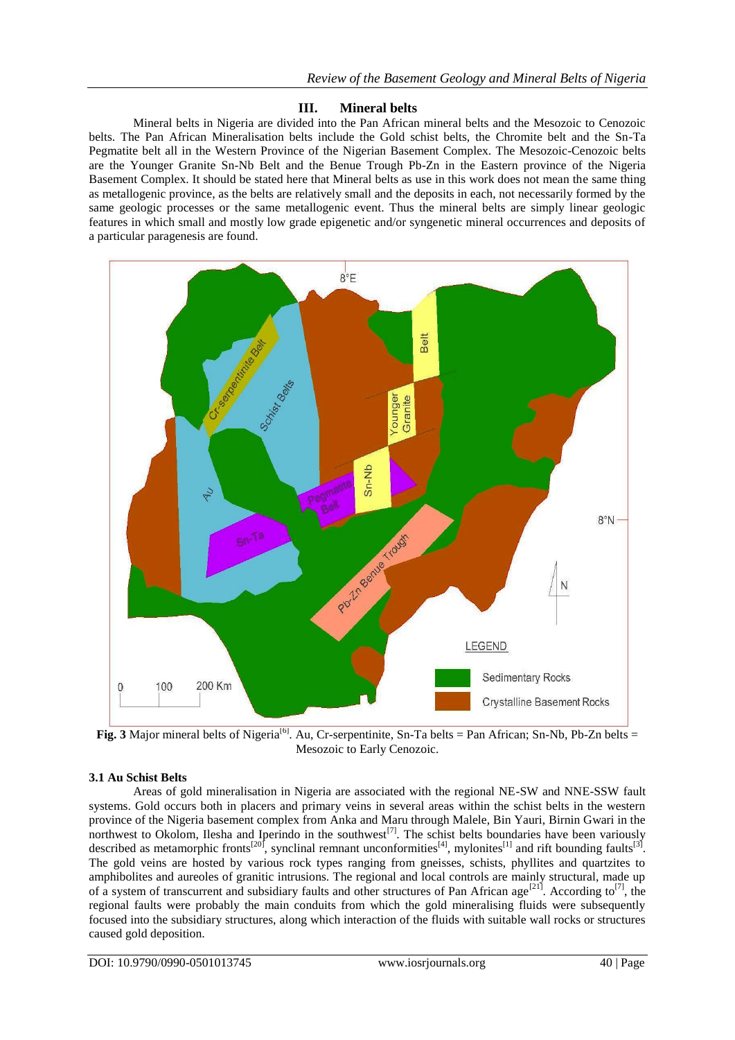## III. Mineral belts

Mineral belts in Nigeria are divided into the Pan African mineral belts and the Mesozoic to Cenozoic belts. The Pan African Mineralisation belts include the Gold schist belts, the Chromite belt and the Sn-Ta Pegmatite belt all in the Western Province of the Nigerian Basement Complex. The Mesozoic-Cenozoic belts are the Younger Granite Sn-Nb Belt and the Benue Trough Pb-Zn in the Eastern province of the Nigeria Basement Complex. It should be stated here that Mineral belts as use in this work does not mean the same thing as metallogenic province, as the belts are relatively small and the deposits in each, not necessarily formed by the same geologic processes or the same metallogenic event. Thus the mineral belts are simply linear geologic features in which small and mostly low grade epigenetic and/or syngenetic mineral occurrences and deposits of a particular paragenesis are found.

**Fig. 3** Major mineral belts of Nigeria[6]. Au, Cr-serpentinite, Sn-Ta belts = Pan African; Sn-Nb, Pb-Zn belts = Mesozoic to Early Cenozoic.

### 3.1 Au Schist Belts

Areas of gold mineralisation in Nigeria are associated with the regional NE-SW and NNE-SSW fault systems. Gold occurs both in placers and primary veins in several areas within the schist belts in the western province of the Nigeria basement complex from Anka and Maru through Malele, Bin Yauri, Birnin Gwari in the northwest to Okolom, Ilesha and Iperindo in the southwest[7]. The schist belts boundaries have been variously described as metamorphic fronts[20], synclinal remnant unconformities[4], mylonites[1] and rift bounding faults[3]. The gold veins are hosted by various rock types ranging from gneisses, schists, phyllites and quartzites to amphibolites and aureoles of granitic intrusions. The regional and local controls are mainly structural, made up of a system of transcurrent and subsidiary faults and other structures of Pan African age[21]. According to[7], the regional faults were probably the main conduits from which the gold mineralising fluids were subsequently focused into the subsidiary structures, along which interaction of the fluids with suitable wall rocks or structures caused gold deposition.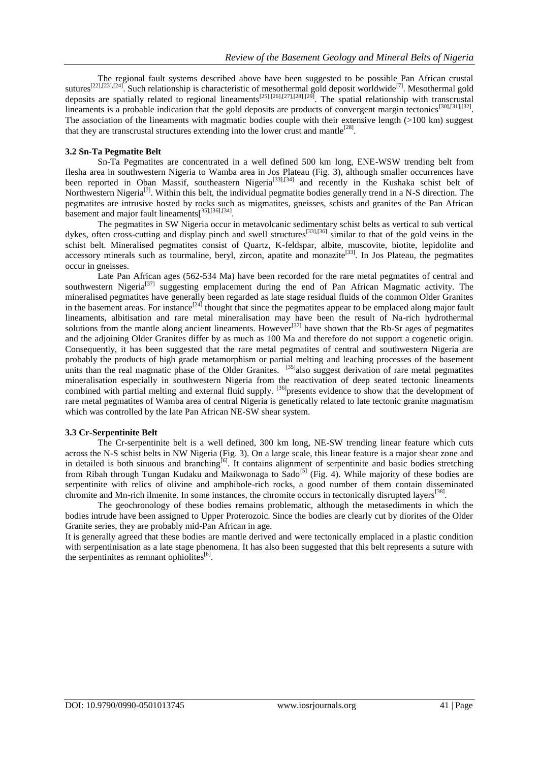The regional fault systems described above have been suggested to be possible Pan African crustal sutures[22],[23],[24]. Such relationship is characteristic of mesothermal gold deposit worldwide[7]. Mesothermal gold deposits are spatially related to regional lineaments[25],[26],[27],[28],[29]. The spatial relationship with transcrustal lineaments is a probable indication that the gold deposits are products of convergent margin tectonics[30],[31],[32]. The association of the lineaments with magmatic bodies couple with their extensive length (>100 km) suggest that they are transcrustal structures extending into the lower crust and mantle[28].

### 3.2 Sn-Ta Pegmatite Belt

Sn-Ta Pegmatites are concentrated in a well defined 500 km long, ENE-WSW trending belt from Ilesha area in southwestern Nigeria to Wamba area in Jos Plateau (Fig. 3), although smaller occurrences have been reported in Oban Massif, southeastern Nigeria[33],[34] and recently in the Kushaka schist belt of Northwestern Nigeria[7]. Within this belt, the individual pegmatite bodies generally trend in a N-S direction. The pegmatites are intrusive hosted by rocks such as migmatites, gneisses, schists and granites of the Pan African basement and major fault lineaments[[35],[36],[34].

The pegmatites in SW Nigeria occur in metavolcanic sedimentary schist belts as vertical to sub vertical dykes, often cross-cutting and display pinch and swell structures[33],[36] similar to that of the gold veins in the schist belt. Mineralised pegmatites consist of Quartz, K-feldspar, albite, muscovite, biotite, lepidolite and accessory minerals such as tourmaline, beryl, zircon, apatite and monazite[33]. In Jos Plateau, the pegmatites occur in gneisses.

Late Pan African ages (562-534 Ma) have been recorded for the rare metal pegmatites of central and southwestern Nigeria[37] suggesting emplacement during the end of Pan African Magmatic activity. The mineralised pegmatites have generally been regarded as late stage residual fluids of the common Older Granites in the basement areas. For instance[24] thought that since the pegmatites appear to be emplaced along major fault lineaments, albitisation and rare metal mineralisation may have been the result of Na-rich hydrothermal solutions from the mantle along ancient lineaments. However[37] have shown that the Rb-Sr ages of pegmatites and the adjoining Older Granites differ by as much as 100 Ma and therefore do not support a cogenetic origin. Consequently, it has been suggested that the rare metal pegmatites of central and southwestern Nigeria are probably the products of high grade metamorphism or partial melting and leaching processes of the basement units than the real magmatic phase of the Older Granites. [35]also suggest derivation of rare metal pegmatites mineralisation especially in southwestern Nigeria from the reactivation of deep seated tectonic lineaments combined with partial melting and external fluid supply. [36]presents evidence to show that the development of rare metal pegmatites of Wamba area of central Nigeria is genetically related to late tectonic granite magmatism which was controlled by the late Pan African NE-SW shear system.

### 3.3 Cr-Serpentinite Belt

The Cr-serpentinite belt is a well defined, 300 km long, NE-SW trending linear feature which cuts across the N-S schist belts in NW Nigeria (Fig. 3). On a large scale, this linear feature is a major shear zone and in detailed is both sinuous and branching[6]. It contains alignment of serpentinite and basic bodies stretching from Ribah through Tungan Kudaku and Maikwonaga to Sado[5] (Fig. 4). While majority of these bodies are serpentinite with relics of olivine and amphibole-rich rocks, a good number of them contain disseminated chromite and Mn-rich ilmenite. In some instances, the chromite occurs in tectonically disrupted layers[38].

The geochronology of these bodies remains problematic, although the metasediments in which the bodies intrude have been assigned to Upper Proterozoic. Since the bodies are clearly cut by diorites of the Older Granite series, they are probably mid-Pan African in age.

It is generally agreed that these bodies are mantle derived and were tectonically emplaced in a plastic condition with serpentinisation as a late stage phenomena. It has also been suggested that this belt represents a suture with the serpentinites as remnant ophiolites[6].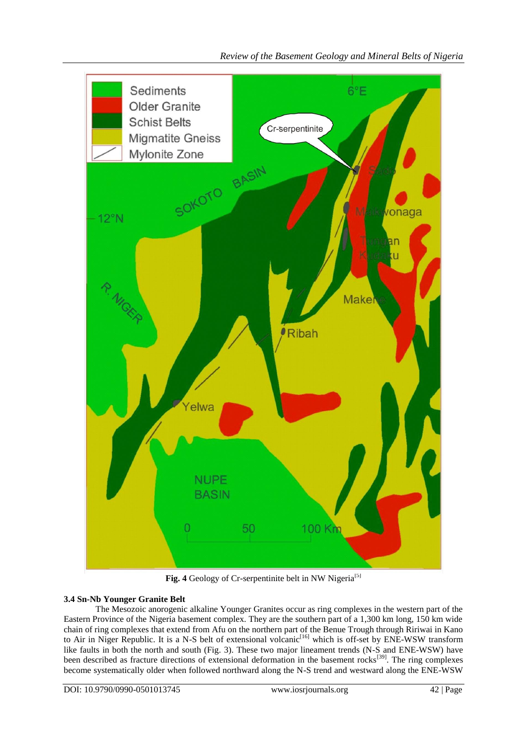Fig. 4 Geology of Cr-serpentinite belt in NW Nigeria[5]

### 3.4 Sn-Nb Younger Granite Belt

The Mesozoic anorogenic alkaline Younger Granites occur as ring complexes in the western part of the Eastern Province of the Nigeria basement complex. They are the southern part of a 1,300 km long, 150 km wide chain of ring complexes that extend from Afu on the northern part of the Benue Trough through Ririwai in Kano to Air in Niger Republic. It is a N-S belt of extensional volcanic[16] which is off-set by ENE-WSW transform like faults in both the north and south (Fig. 3). These two major lineament trends (N-S and ENE-WSW) have been described as fracture directions of extensional deformation in the basement rocks[39]. The ring complexes become systematically older when followed northward along the N-S trend and westward along the ENE-WSW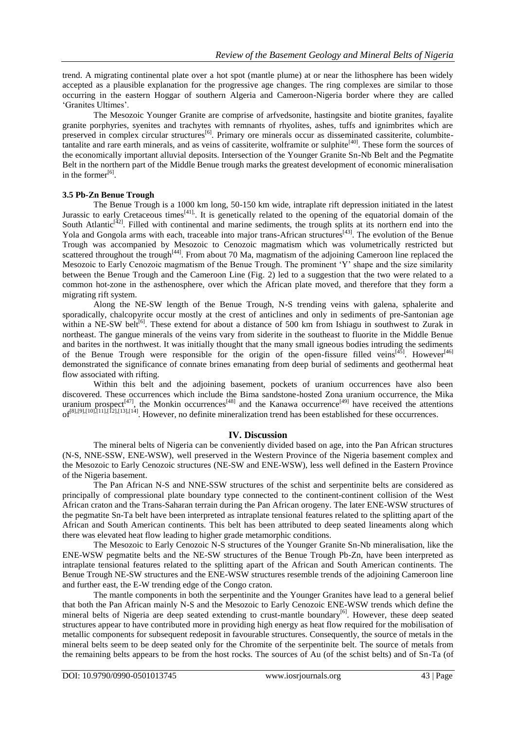trend. A migrating continental plate over a hot spot (mantle plume) at or near the lithosphere has been widely accepted as a plausible explanation for the progressive age changes. The ring complexes are similar to those occurring in the eastern Hoggar of southern Algeria and Cameroon-Nigeria border where they are called 'Granites Ultimes'.

The Mesozoic Younger Granite are comprise of arfvedsonite, hastingsite and biotite granites, fayalite granite porphyries, syenites and trachytes with remnants of rhyolites, ashes, tuffs and ignimbrites which are preserved in complex circular structures[6]. Primary ore minerals occur as disseminated cassiterite, columbite-tantalite and rare earth minerals, and as veins of cassiterite, wolframite or sulphite[40]. These form the sources of the economically important alluvial deposits. Intersection of the Younger Granite Sn-Nb Belt and the Pegmatite Belt in the northern part of the Middle Benue trough marks the greatest development of economic mineralisation in the former[6].

### 3.5 Pb-Zn Benue Trough

The Benue Trough is a 1000 km long, 50-150 km wide, intraplate rift depression initiated in the latest Jurassic to early Cretaceous times[41]. It is genetically related to the opening of the equatorial domain of the South Atlantic[42]. Filled with continental and marine sediments, the trough splits at its northern end into the Yola and Gongola arms with each, traceable into major trans-African structures[43]. The evolution of the Benue Trough was accompanied by Mesozoic to Cenozoic magmatism which was volumetrically restricted but scattered throughout the trough[44]. From about 70 Ma, magmatism of the adjoining Cameroon line replaced the Mesozoic to Early Cenozoic magmatism of the Benue Trough. The prominent 'Y' shape and the size similarity between the Benue Trough and the Cameroon Line (Fig. 2) led to a suggestion that the two were related to a common hot-zone in the asthenosphere, over which the African plate moved, and therefore that they form a migrating rift system.

Along the NE-SW length of the Benue Trough, N-S trending veins with galena, sphalerite and sporadically, chalcopyrite occur mostly at the crest of anticlines and only in sediments of pre-Santonian age within a NE-SW belt[6]. These extend for about a distance of 500 km from Ishiagu in southwest to Zurak in northeast. The gangue minerals of the veins vary from siderite in the southeast to fluorite in the Middle Benue and barites in the northwest. It was initially thought that the many small igneous bodies intruding the sediments of the Benue Trough were responsible for the origin of the open-fissure filled veins[45]. However[46] demonstrated the significance of connate brines emanating from deep burial of sediments and geothermal heat flow associated with rifting.

Within this belt and the adjoining basement, pockets of uranium occurrences have also been discovered. These occurrences which include the Bima sandstone-hosted Zona uranium occurrence, the Mika uranium prospect[47], the Monkin occurrences[48] and the Kanawa occurrence[49] have received the attentions of[8],[9],[10],[11],[12],[13],[14]. However, no definite mineralization trend has been established for these occurrences.

## IV. Discussion

The mineral belts of Nigeria can be conveniently divided based on age, into the Pan African structures (N-S, NNE-SSW, ENE-WSW), well preserved in the Western Province of the Nigeria basement complex and the Mesozoic to Early Cenozoic structures (NE-SW and ENE-WSW), less well defined in the Eastern Province of the Nigeria basement.

The Pan African N-S and NNE-SSW structures of the schist and serpentinite belts are considered as principally of compressional plate boundary type connected to the continent-continent collision of the West African craton and the Trans-Saharan terrain during the Pan African orogeny. The later ENE-WSW structures of the pegmatite Sn-Ta belt have been interpreted as intraplate tensional features related to the splitting apart of the African and South American continents. This belt has been attributed to deep seated lineaments along which there was elevated heat flow leading to higher grade metamorphic conditions.

The Mesozoic to Early Cenozoic N-S structures of the Younger Granite Sn-Nb mineralisation, like the ENE-WSW pegmatite belts and the NE-SW structures of the Benue Trough Pb-Zn, have been interpreted as intraplate tensional features related to the splitting apart of the African and South American continents. The Benue Trough NE-SW structures and the ENE-WSW structures resemble trends of the adjoining Cameroon line and further east, the E-W trending edge of the Congo craton.

The mantle components in both the serpentinite and the Younger Granites have lead to a general belief that both the Pan African mainly N-S and the Mesozoic to Early Cenozoic ENE-WSW trends which define the mineral belts of Nigeria are deep seated extending to crust-mantle boundary[6]. However, these deep seated structures appear to have contributed more in providing high energy as heat flow required for the mobilisation of metallic components for subsequent redeposit in favourable structures. Consequently, the source of metals in the mineral belts seem to be deep seated only for the Chromite of the serpentinite belt. The source of metals from the remaining belts appears to be from the host rocks. The sources of Au (of the schist belts) and of Sn-Ta (of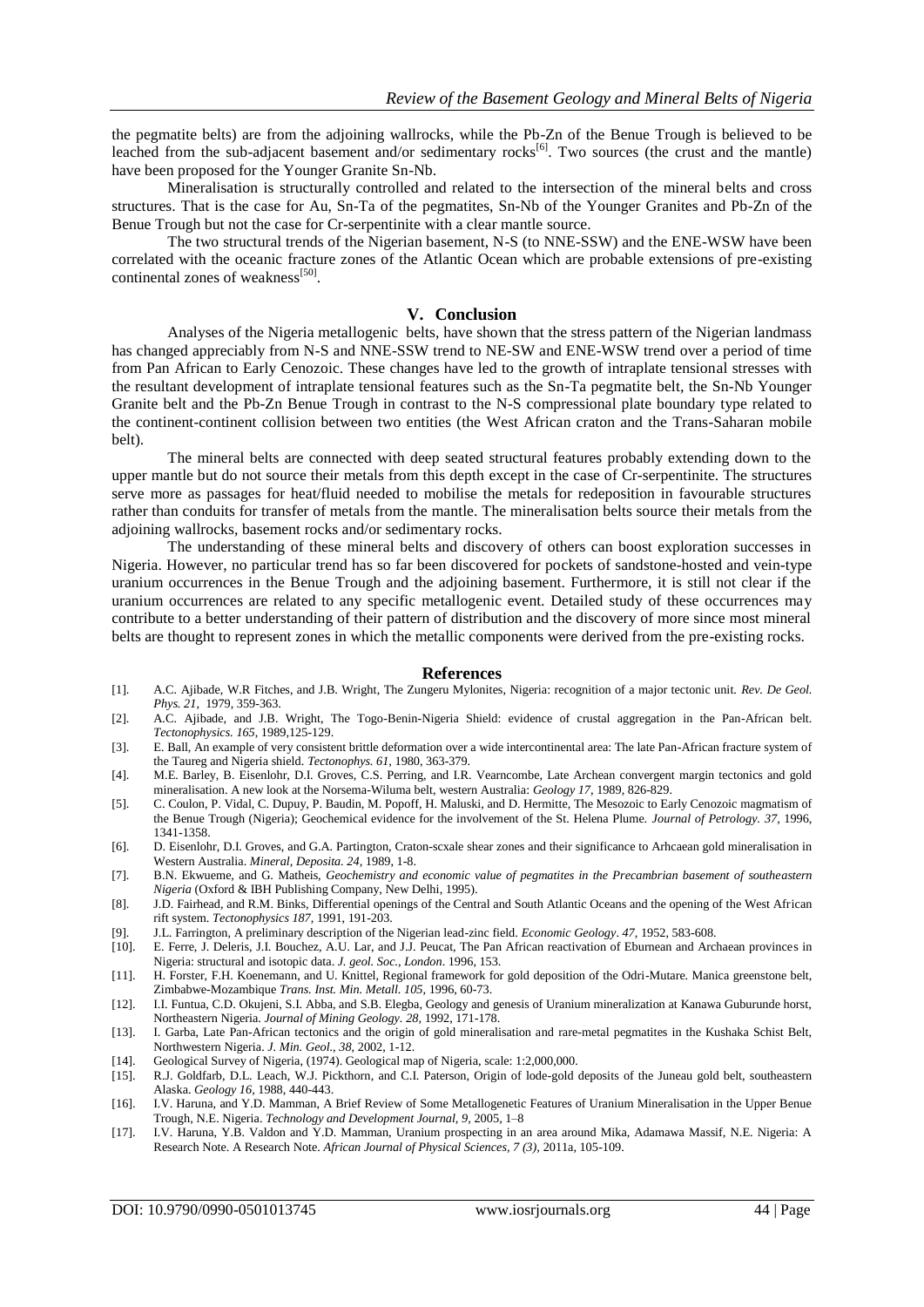the pegmatite belts) are from the adjoining wallrocks, while the Pb-Zn of the Benue Trough is believed to be leached from the sub-adjacent basement and/or sedimentary rocks[6]. Two sources (the crust and the mantle) have been proposed for the Younger Granite Sn-Nb.

Mineralisation is structurally controlled and related to the intersection of the mineral belts and cross structures. That is the case for Au, Sn-Ta of the pegmatites, Sn-Nb of the Younger Granites and Pb-Zn of the Benue Trough but not the case for Cr-serpentinite with a clear mantle source.

The two structural trends of the Nigerian basement, N-S (to NNE-SSW) and the ENE-WSW have been correlated with the oceanic fracture zones of the Atlantic Ocean which are probable extensions of pre-existing continental zones of weakness[50].

## V. Conclusion

Analyses of the Nigeria metallogenic belts, have shown that the stress pattern of the Nigerian landmass has changed appreciably from N-S and NNE-SSW trend to NE-SW and ENE-WSW trend over a period of time from Pan African to Early Cenozoic. These changes have led to the growth of intraplate tensional stresses with the resultant development of intraplate tensional features such as the Sn-Ta pegmatite belt, the Sn-Nb Younger Granite belt and the Pb-Zn Benue Trough in contrast to the N-S compressional plate boundary type related to the continent-continent collision between two entities (the West African craton and the Trans-Saharan mobile belt).

The mineral belts are connected with deep seated structural features probably extending down to the upper mantle but do not source their metals from this depth except in the case of Cr-serpentinite. The structures serve more as passages for heat/fluid needed to mobilise the metals for redeposition in favourable structures rather than conduits for transfer of metals from the mantle. The mineralisation belts source their metals from the adjoining wallrocks, basement rocks and/or sedimentary rocks.

The understanding of these mineral belts and discovery of others can boost exploration successes in Nigeria. However, no particular trend has so far been discovered for pockets of sandstone-hosted and vein-type uranium occurrences in the Benue Trough and the adjoining basement. Furthermore, it is still not clear if the uranium occurrences are related to any specific metallogenic event. Detailed study of these occurrences may contribute to a better understanding of their pattern of distribution and the discovery of more since most mineral belts are thought to represent zones in which the metallic components were derived from the pre-existing rocks.

## References

[1]. A.C. Ajibade, W.R Fitches, and J.B. Wright, The Zungeru Mylonites, Nigeria: recognition of a major tectonic unit. *Rev. De Geol. Phys. 21*, 1979, 359-363.

[2]. A.C. Ajibade, and J.B. Wright, The Togo-Benin-Nigeria Shield: evidence of crustal aggregation in the Pan-African belt. *Tectonophysics. 165*, 1989,125-129.

[3]. E. Ball, An example of very consistent brittle deformation over a wide intercontinental area: The late Pan-African fracture system of the Taureg and Nigeria shield. *Tectonophys. 61*, 1980, 363-379.

[4]. M.E. Barley, B. Eisenlohr, D.I. Groves, C.S. Perring, and I.R. Vearncombe, Late Archean convergent margin tectonics and gold mineralisation. A new look at the Norsema-Wiluma belt, western Australia: *Geology 17*, 1989, 826-829.

[5]. C. Coulon, P. Vidal, C. Dupuy, P. Baudin, M. Popoff, H. Maluski, and D. Hermitte, The Mesozoic to Early Cenozoic magmatism of the Benue Trough (Nigeria); Geochemical evidence for the involvement of the St. Helena Plume. *Journal of Petrology. 37*, 1996, 1341-1358.

[6]. D. Eisenlohr, D.I. Groves, and G.A. Partington, Craton-scxale shear zones and their significance to Arhcaean gold mineralisation in Western Australia. *Mineral, Deposita. 24*, 1989, 1-8.

[7]. B.N. Ekwueme, and G. Matheis, *Geochemistry and economic value of pegmatites in the Precambrian basement of southeastern Nigeria* (Oxford & IBH Publishing Company, New Delhi, 1995).

[8]. J.D. Fairhead, and R.M. Binks, Differential openings of the Central and South Atlantic Oceans and the opening of the West African rift system. *Tectonophysics 187*, 1991, 191-203.

[9]. J.L. Farrington, A preliminary description of the Nigerian lead-zinc field. *Economic Geology*. *47*, 1952, 583-608.

[10]. E. Ferre, J. Deleris, J.I. Bouchez, A.U. Lar, and J.J. Peucat, The Pan African reactivation of Eburnean and Archaean provinces in Nigeria: structural and isotopic data. *J. geol. Soc., London*. 1996, 153.

[11]. H. Forster, F.H. Koenemann, and U. Knittel, Regional framework for gold deposition of the Odri-Mutare. Manica greenstone belt, Zimbabwe-Mozambique *Trans. Inst. Min. Metall. 105*, 1996, 60-73.

[12]. I.I. Funtua, C.D. Okujeni, S.I. Abba, and S.B. Elegba, Geology and genesis of Uranium mineralization at Kanawa Guburunde horst, Northeastern Nigeria. *Journal of Mining Geology. 28*, 1992, 171-178.

[13]. I. Garba, Late Pan-African tectonics and the origin of gold mineralisation and rare-metal pegmatites in the Kushaka Schist Belt, Northwestern Nigeria. *J. Min. Geol., 38*, 2002, 1-12.

[14]. Geological Survey of Nigeria, (1974). Geological map of Nigeria, scale: 1:2,000,000.

[15]. R.J. Goldfarb, D.L. Leach, W.J. Pickthorn, and C.I. Paterson, Origin of lode-gold deposits of the Juneau gold belt, southeastern Alaska. *Geology 16*, 1988, 440-443.

[16]. I.V. Haruna, and Y.D. Mamman, A Brief Review of Some Metallogenetic Features of Uranium Mineralisation in the Upper Benue Trough, N.E. Nigeria. *Technology and Development Journal, 9*, 2005, 1–8

[17]. I.V. Haruna, Y.B. Valdon and Y.D. Mamman, Uranium prospecting in an area around Mika, Adamawa Massif, N.E. Nigeria: A Research Note. A Research Note. *African Journal of Physical Sciences, 7 (3)*, 2011a, 105-109.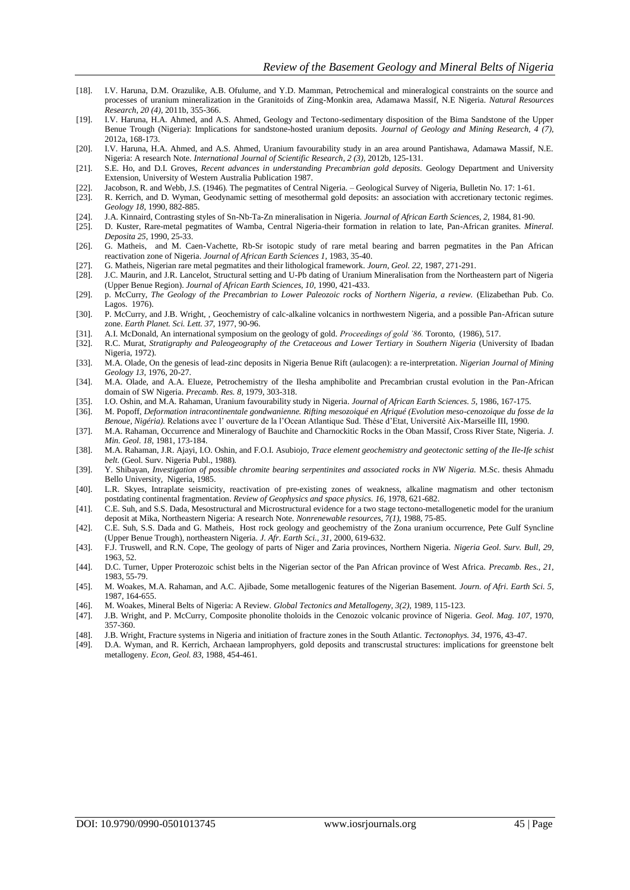[18]. I.V. Haruna, D.M. Orazulike, A.B. Ofulume, and Y.D. Mamman, Petrochemical and mineralogical constraints on the source and processes of uranium mineralization in the Granitoids of Zing-Monkin area, Adamawa Massif, N.E Nigeria. *Natural Resources Research, 20 (4),* 2011b, 355-366.

[19]. I.V. Haruna, H.A. Ahmed, and A.S. Ahmed, Geology and Tectono-sedimentary disposition of the Bima Sandstone of the Upper Benue Trough (Nigeria): Implications for sandstone-hosted uranium deposits. *Journal of Geology and Mining Research, 4 (7),* 2012a, 168-173.

[20]. I.V. Haruna, H.A. Ahmed, and A.S. Ahmed, Uranium favourability study in an area around Pantishawa, Adamawa Massif, N.E. Nigeria: A research Note. *International Journal of Scientific Research, 2 (3),* 2012b, 125-131.

[21]. S.E. Ho, and D.I. Groves, *Recent advances in understanding Precambrian gold deposits.* Geology Department and University Extension, University of Western Australia Publication 1987.

[22]. Jacobson, R. and Webb, J.S. (1946). The pegmatites of Central Nigeria. – Geological Survey of Nigeria, Bulletin No. 17: 1-61.

[23]. R. Kerrich, and D. Wyman, Geodynamic setting of mesothermal gold deposits: an association with accretionary tectonic regimes. *Geology 18,* 1990, 882-885.

[24]. J.A. Kinnaird, Contrasting styles of Sn-Nb-Ta-Zn mineralisation in Nigeria. *Journal of African Earth Sciences, 2,* 1984, 81-90.

[25]. D. Kuster, Rare-metal pegmatites of Wamba, Central Nigeria-their formation in relation to late, Pan-African granites. *Mineral. Deposita 25,* 1990, 25-33.

[26]. G. Matheis, and M. Caen-Vachette, Rb-Sr isotopic study of rare metal bearing and barren pegmatites in the Pan African reactivation zone of Nigeria. *Journal of African Earth Sciences 1,* 1983, 35-40.

[27]. G. Matheis, Nigerian rare metal pegmatites and their lithological framework. *Journ, Geol. 22,* 1987, 271-291.

[28]. J.C. Maurin, and J.R. Lancelot, Structural setting and U-Pb dating of Uranium Mineralisation from the Northeastern part of Nigeria (Upper Benue Region). *Journal of African Earth Sciences, 10,* 1990, 421-433.

[29]. p. McCurry, *The Geology of the Precambrian to Lower Paleozoic rocks of Northern Nigeria, a review.* (Elizabethan Pub. Co. Lagos. 1976).

[30]. P. McCurry, and J.B. Wright, , Geochemistry of calc-alkaline volcanics in northwestern Nigeria, and a possible Pan-African suture zone. *Earth Planet. Sci. Lett. 37,* 1977, 90-96.

[31]. A.I. McDonald, An international symposium on the geology of gold. *Proceedings of gold '86.* Toronto, (1986), 517.

[32]. R.C. Murat, *Stratigraphy and Paleogeography of the Cretaceous and Lower Tertiary in Southern Nigeria* (University of Ibadan Nigeria, 1972).

[33]. M.A. Olade, On the genesis of lead-zinc deposits in Nigeria Benue Rift (aulacogen): a re-interpretation. *Nigerian Journal of Mining Geology 13,* 1976, 20-27.

[34]. M.A. Olade, and A.A. Elueze, Petrochemistry of the Ilesha amphibolite and Precambrian crustal evolution in the Pan-African domain of SW Nigeria. *Precamb. Res. 8,* 1979, 303-318.

[35]. I.O. Oshin, and M.A. Rahaman, Uranium favourability study in Nigeria. *Journal of African Earth Sciences. 5,* 1986, 167-175.

[36]. M. Popoff, *Deformation intracontinentale gondwanienne. Rifting mesozoiqué en Afriqué (Evolution meso-cenozoique du fosse de la Benoue, Nigéria).* Relations avec l' ouverture de la l'Ocean Atlantique Sud. Thése d'Etat, Université Aix-Marseille III, 1990.

[37]. M.A. Rahaman, Occurrence and Mineralogy of Bauchite and Charnockitic Rocks in the Oban Massif, Cross River State, Nigeria. *J. Min. Geol. 18,* 1981, 173-184.

[38]. M.A. Rahaman, J.R. Ajayi, I.O. Oshin, and F.O.I. Asubiojo, *Trace element geochemistry and geotectonic setting of the Ile-Ife schist belt.* (Geol. Surv. Nigeria Publ., 1988).

[39]. Y. Shibayan, *Investigation of possible chromite bearing serpentinites and associated rocks in NW Nigeria.* M.Sc. thesis Ahmadu Bello University, Nigeria, 1985.

[40]. L.R. Skyes, Intraplate seismicity, reactivation of pre-existing zones of weakness, alkaline magmatism and other tectonism postdating continental fragmentation. *Review of Geophysics and space physics. 16,* 1978, 621-682.

[41]. C.E. Suh, and S.S. Dada, Mesostructural and Microstructural evidence for a two stage tectono-metallogenetic model for the uranium deposit at Mika, Northeastern Nigeria: A research Note. *Nonrenewable resources, 7(1),* 1988, 75-85.

[42]. C.E. Suh, S.S. Dada and G. Matheis, Host rock geology and geochemistry of the Zona uranium occurrence, Pete Gulf Syncline (Upper Benue Trough), northeastern Nigeria. *J. Afr. Earth Sci., 31,* 2000, 619-632.

[43]. F.J. Truswell, and R.N. Cope, The geology of parts of Niger and Zaria provinces, Northern Nigeria. *Nigeria Geol. Surv. Bull, 29,* 1963, 52.

[44]. D.C. Turner, Upper Proterozoic schist belts in the Nigerian sector of the Pan African province of West Africa. *Precamb. Res., 21,* 1983, 55-79.

[45]. M. Woakes, M.A. Rahaman, and A.C. Ajibade, Some metallogenic features of the Nigerian Basement. *Journ. of Afri. Earth Sci. 5,* 1987, 164-655.

[46]. M. Woakes, Mineral Belts of Nigeria: A Review. *Global Tectonics and Metallogeny, 3(2),* 1989, 115-123.

[47]. J.B. Wright, and P. McCurry, Composite phonolite tholoids in the Cenozoic volcanic province of Nigeria. *Geol. Mag. 107,* 1970, 357-360.

[48]. J.B. Wright, Fracture systems in Nigeria and initiation of fracture zones in the South Atlantic. *Tectonophys. 34,* 1976, 43-47.

[49]. D.A. Wyman, and R. Kerrich, Archaean lamprophyers, gold deposits and transcrustal structures: implications for greenstone belt metallogeny. *Econ, Geol. 83,* 1988, 454-461.